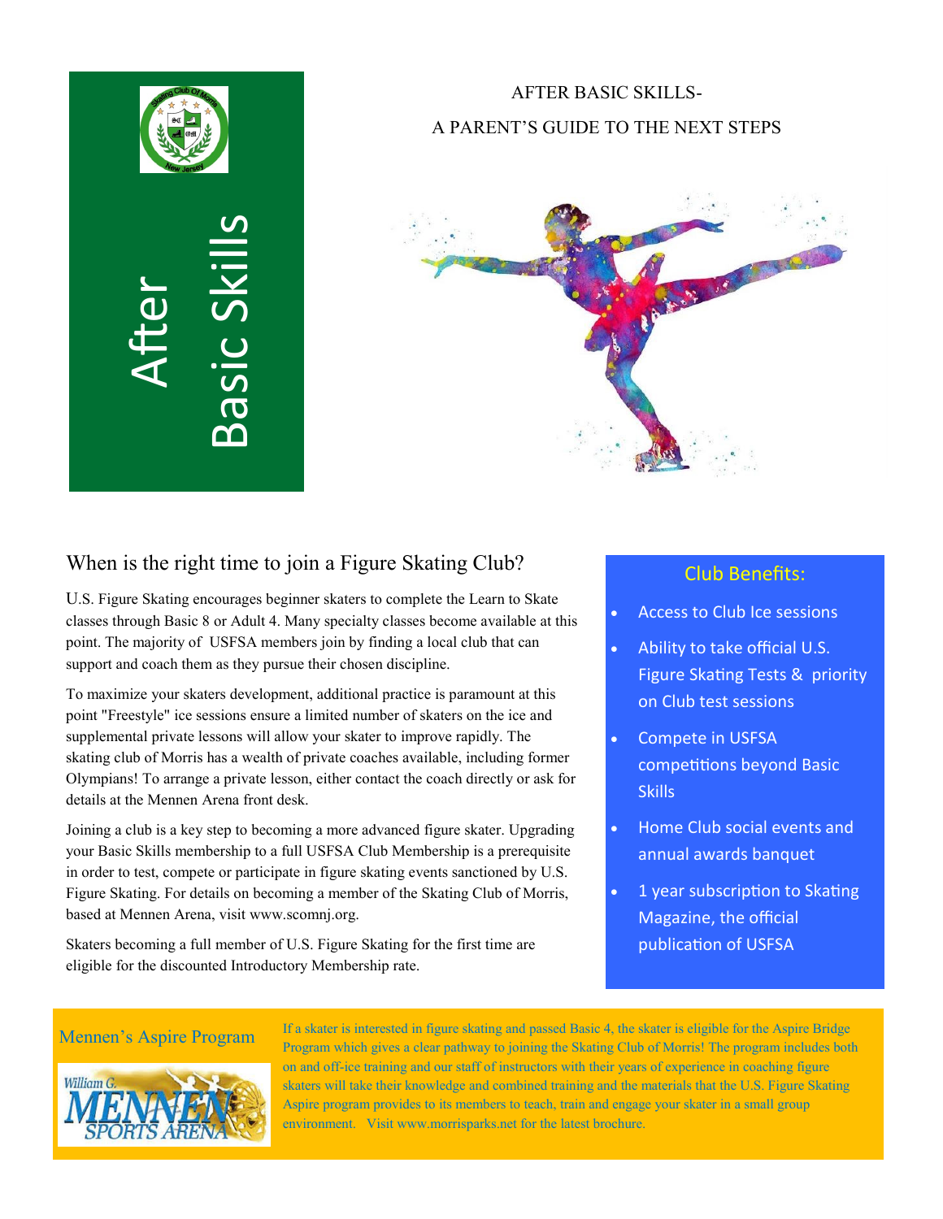# After Basic Skills

AFTER BASIC SKILLS-

A PARENT'S GUIDE TO THE NEXT STEPS

## When is the right time to join a Figure Skating Club?

U.S. Figure Skating encourages beginner skaters to complete the Learn to Skate classes through Basic 8 or Adult 4. Many specialty classes become available at this point. The majority of USFSA members join by finding a local club that can support and coach them as they pursue their chosen discipline.

To maximize your skaters development, additional practice is paramount at this point "Freestyle" ice sessions ensure a limited number of skaters on the ice and supplemental private lessons will allow your skater to improve rapidly. The skating club of Morris has a wealth of private coaches available, including former Olympians! To arrange a private lesson, either contact the coach directly or ask for details at the Mennen Arena front desk.

Joining a club is a key step to becoming a more advanced figure skater. Upgrading your Basic Skills membership to a full USFSA Club Membership is a prerequisite in order to test, compete or participate in figure skating events sanctioned by U.S. Figure Skating. For details on becoming a member of the Skating Club of Morris, based at Mennen Arena, visit www.scomnj.org.

Skaters becoming a full member of U.S. Figure Skating for the first time are eligible for the discounted Introductory Membership rate.

### Club Benefits:

- Access to Club Ice sessions
- Ability to take official U.S. Figure Skating Tests & priority on Club test sessions
- Compete in USFSA competitions beyond Basic Skills
- Home Club social events and annual awards banquet
- 1 year subscription to Skating Magazine, the official publication of USFSA

### Mennen's Aspire Program

If a skater is interested in figure skating and passed Basic 4, the skater is eligible for the Aspire Bridge Program which gives a clear pathway to joining the Skating Club of Morris! The program includes both on and off-ice training and our staff of instructors with their years of experience in coaching figure skaters will take their knowledge and combined training and the materials that the U.S. Figure Skating Aspire program provides to its members to teach, train and engage your skater in a small group environment. Visit www.morrisparks.net for the latest brochure.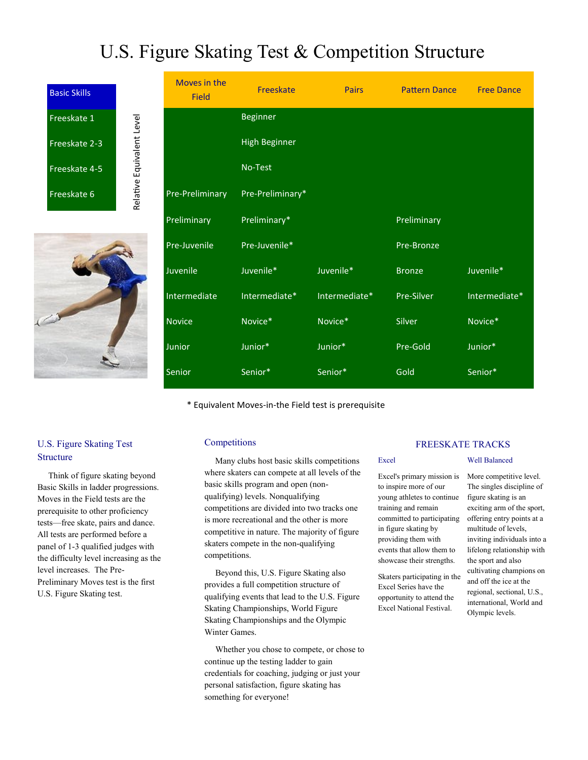# U.S. Figure Skating Test & Competition Structure

| Basic Skills | Moves in the Field | Freeskate | Pairs | Pattern Dance | Free Dance |
|---|---|---|---|---|---|
| Freeskate 1 | | Beginner | | | |
| Freeskate 2-3 | | High Beginner | | | |
| Freeskate 4-5 | | No-Test | | | |
| Freeskate 6 | Pre-Preliminary | Pre-Preliminary* | | | |
| | Preliminary | Preliminary* | | Preliminary | |
| | Pre-Juvenile | Pre-Juvenile* | | Pre-Bronze | |
| | Juvenile | Juvenile* | Juvenile* | Bronze | Juvenile* |
| | Intermediate | Intermediate* | Intermediate* | Pre-Silver | Intermediate* |
| | Novice | Novice* | Novice* | Silver | Novice* |
| | Junior | Junior* | Junior* | Pre-Gold | Junior* |
| | Senior | Senior* | Senior* | Gold | Senior* |

Relative Equivalent Level

* Equivalent Moves-in-the Field test is prerequisite

## U.S. Figure Skating Test Structure

Think of figure skating beyond Basic Skills in ladder progressions. Moves in the Field tests are the prerequisite to other proficiency tests—free skate, pairs and dance. All tests are performed before a panel of 1-3 qualified judges with the difficulty level increasing as the level increases. The Pre-Preliminary Moves test is the first U.S. Figure Skating test.

## Competitions

Many clubs host basic skills competitions where skaters can compete at all levels of the basic skills program and open (non-qualifying) levels. Nonqualifying competitions are divided into two tracks one is more recreational and the other is more competitive in nature. The majority of figure skaters compete in the non-qualifying competitions.

Beyond this, U.S. Figure Skating also provides a full competition structure of qualifying events that lead to the U.S. Figure Skating Championships, World Figure Skating Championships and the Olympic Winter Games.

Whether you chose to compete, or chose to continue up the testing ladder to gain credentials for coaching, judging or just your personal satisfaction, figure skating has something for everyone!

## FREESKATE TRACKS

### Excel

Excel's primary mission is to inspire more of our young athletes to continue training and remain committed to participating in figure skating by providing them with events that allow them to showcase their strengths.

Skaters participating in the Excel Series have the opportunity to attend the Excel National Festival.

### Well Balanced

More competitive level. The singles discipline of figure skating is an exciting arm of the sport, offering entry points at a multitude of levels, inviting individuals into a lifelong relationship with the sport and also cultivating champions on and off the ice at the regional, sectional, U.S., international, World and Olympic levels.